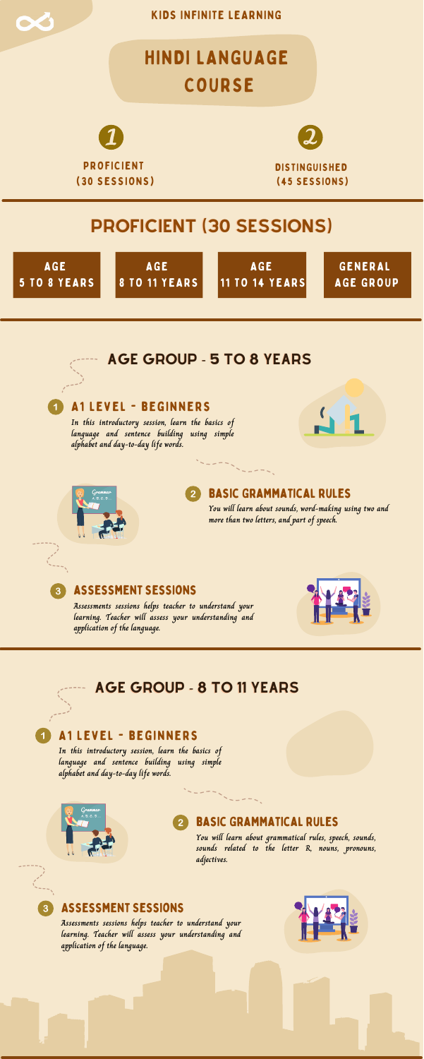KIDS INFINITE LEARNING

# HINDI LANGUAGE COURSE

1. PROFICIENT (30 SESSIONS)
2. DISTINGUISHED (45 SESSIONS)

## PROFICIENT (30 SESSIONS)

AGE 5 TO 8 YEARS | AGE 8 TO 11 YEARS | AGE 11 TO 14 YEARS | GENERAL AGE GROUP

## AGE GROUP - 5 TO 8 YEARS

### 1 A1 LEVEL - BEGINNERS

*In this introductory session, learn the basics of language and sentence building using simple alphabet and day-to-day life words.*

### 2 BASIC GRAMMATICAL RULES

*You will learn about sounds, word-making using two and more than two letters, and part of speech.*

### 3 ASSESSMENT SESSIONS

*Assessments sessions helps teacher to understand your learning. Teacher will assess your understanding and application of the language.*

## AGE GROUP - 8 TO 11 YEARS

### 1 A1 LEVEL - BEGINNERS

*In this introductory session, learn the basics of language and sentence building using simple alphabet and day-to-day life words.*

### 2 BASIC GRAMMATICAL RULES

*You will learn about grammatical rules, speech, sounds, sounds related to the letter R, nouns, pronouns, adjectives.*

### 3 ASSESSMENT SESSIONS

*Assessments sessions helps teacher to understand your learning. Teacher will assess your understanding and application of the language.*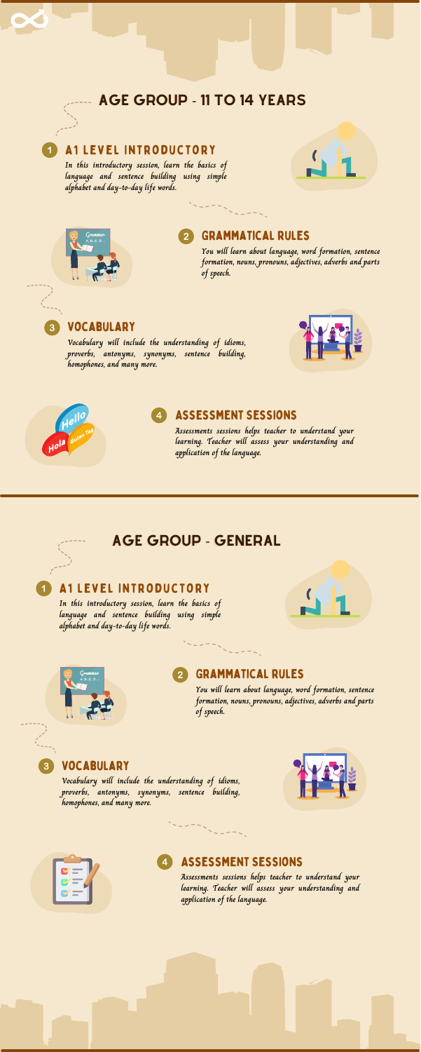## AGE GROUP - 11 TO 14 YEARS

### 1 A1 LEVEL INTRODUCTORY

*In this introductory session, learn the basics of language and sentence building using simple alphabet and day-to-day life words.*

### 2 GRAMMATICAL RULES

*You will learn about language, word formation, sentence formation, nouns, pronouns, adjectives, adverbs and parts of speech.*

### 3 VOCABULARY

*Vocabulary will include the understanding of idioms, proverbs, antonyms, synonyms, sentence building, homophones, and many more.*

### 4 ASSESSMENT SESSIONS

*Assessments sessions helps teacher to understand your learning. Teacher will assess your understanding and application of the language.*

## AGE GROUP - GENERAL

### 1 A1 LEVEL INTRODUCTORY

*In this introductory session, learn the basics of language and sentence building using simple alphabet and day-to-day life words.*

### 2 GRAMMATICAL RULES

*You will learn about language, word formation, sentence formation, nouns, pronouns, adjectives, adverbs and parts of speech.*

### 3 VOCABULARY

*Vocabulary will include the understanding of idioms, proverbs, antonyms, synonyms, sentence building, homophones, and many more.*

### 4 ASSESSMENT SESSIONS

*Assessments sessions helps teacher to understand your learning. Teacher will assess your understanding and application of the language.*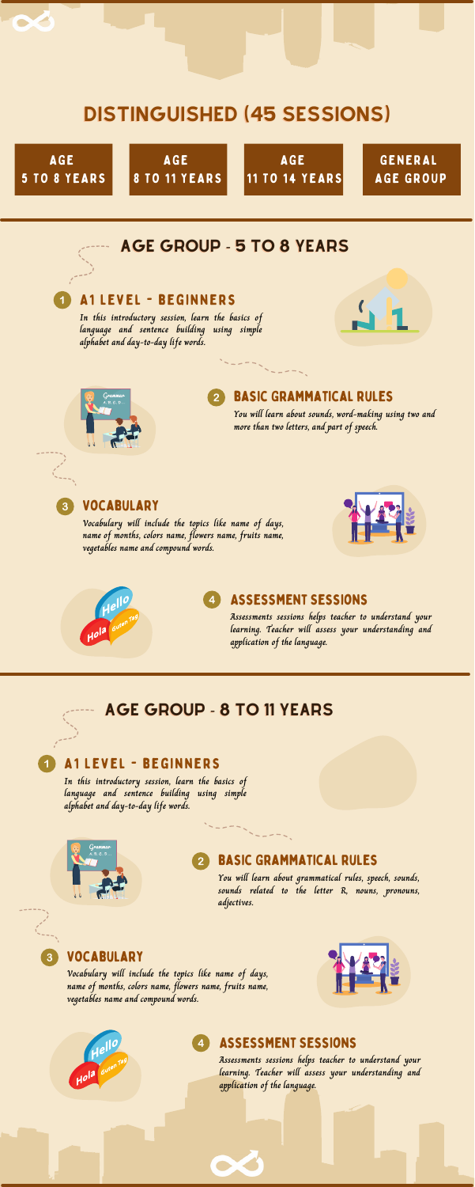# DISTINGUISHED (45 SESSIONS)

AGE 5 TO 8 YEARS | AGE 8 TO 11 YEARS | AGE 11 TO 14 YEARS | GENERAL AGE GROUP

## AGE GROUP - 5 TO 8 YEARS

### 1 A1 LEVEL - BEGINNERS

*In this introductory session, learn the basics of language and sentence building using simple alphabet and day-to-day life words.*

### 2 BASIC GRAMMATICAL RULES

*You will learn about sounds, word-making using two and more than two letters, and part of speech.*

### 3 VOCABULARY

*Vocabulary will include the topics like name of days, name of months, colors name, flowers name, fruits name, vegetables name and compound words.*

### 4 ASSESSMENT SESSIONS

*Assessments sessions helps teacher to understand your learning. Teacher will assess your understanding and application of the language.*

## AGE GROUP - 8 TO 11 YEARS

### 1 A1 LEVEL - BEGINNERS

*In this introductory session, learn the basics of language and sentence building using simple alphabet and day-to-day life words.*

### 2 BASIC GRAMMATICAL RULES

*You will learn about grammatical rules, speech, sounds, sounds related to the letter R, nouns, pronouns, adjectives.*

### 3 VOCABULARY

*Vocabulary will include the topics like name of days, name of months, colors name, flowers name, fruits name, vegetables name and compound words.*

### 4 ASSESSMENT SESSIONS

*Assessments sessions helps teacher to understand your learning. Teacher will assess your understanding and application of the language.*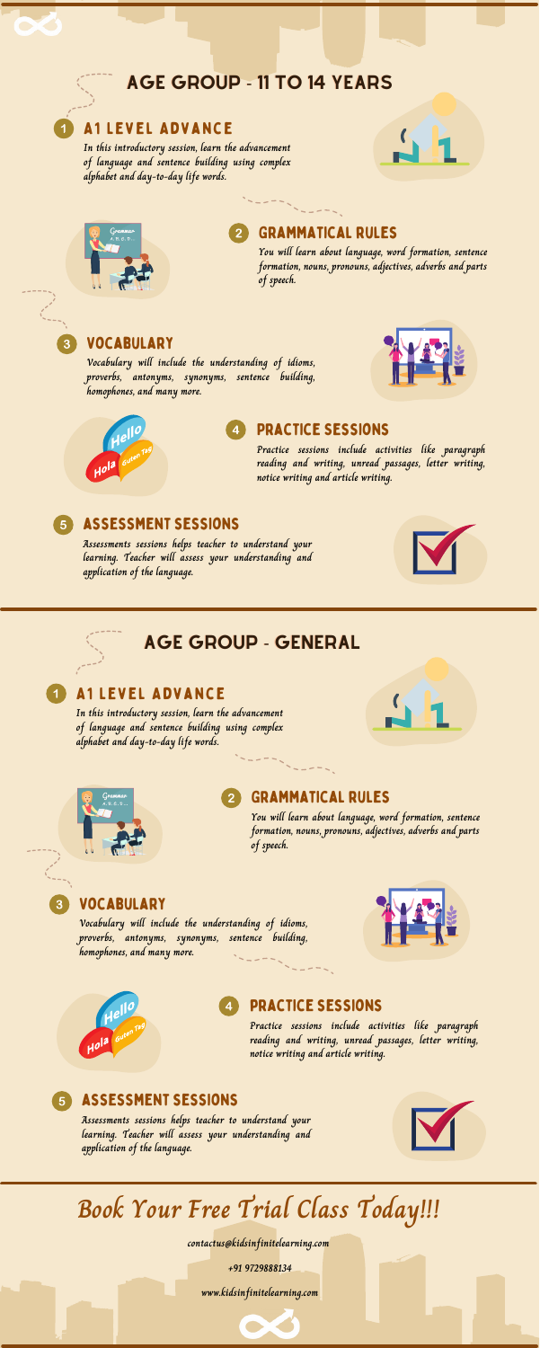## AGE GROUP - 11 TO 14 YEARS

### 1 A1 LEVEL ADVANCE

*In this introductory session, learn the advancement of language and sentence building using complex alphabet and day-to-day life words.*

### 2 GRAMMATICAL RULES

*You will learn about language, word formation, sentence formation, nouns, pronouns, adjectives, adverbs and parts of speech.*

### 3 VOCABULARY

*Vocabulary will include the understanding of idioms, proverbs, antonyms, synonyms, sentence building, homophones, and many more.*

### 4 PRACTICE SESSIONS

*Practice sessions include activities like paragraph reading and writing, unread passages, letter writing, notice writing and article writing.*

### 5 ASSESSMENT SESSIONS

*Assessments sessions helps teacher to understand your learning. Teacher will assess your understanding and application of the language.*

## AGE GROUP - GENERAL

### 1 A1 LEVEL ADVANCE

*In this introductory session, learn the advancement of language and sentence building using complex alphabet and day-to-day life words.*

### 2 GRAMMATICAL RULES

*You will learn about language, word formation, sentence formation, nouns, pronouns, adjectives, adverbs and parts of speech.*

### 3 VOCABULARY

*Vocabulary will include the understanding of idioms, proverbs, antonyms, synonyms, sentence building, homophones, and many more.*

### 4 PRACTICE SESSIONS

*Practice sessions include activities like paragraph reading and writing, unread passages, letter writing, notice writing and article writing.*

### 5 ASSESSMENT SESSIONS

*Assessments sessions helps teacher to understand your learning. Teacher will assess your understanding and application of the language.*

# *Book Your Free Trial Class Today!!!*

*contactus@kidsinfinitelearning.com*

*+91 9729888134*

*www.kidsinfinitelearning.com*